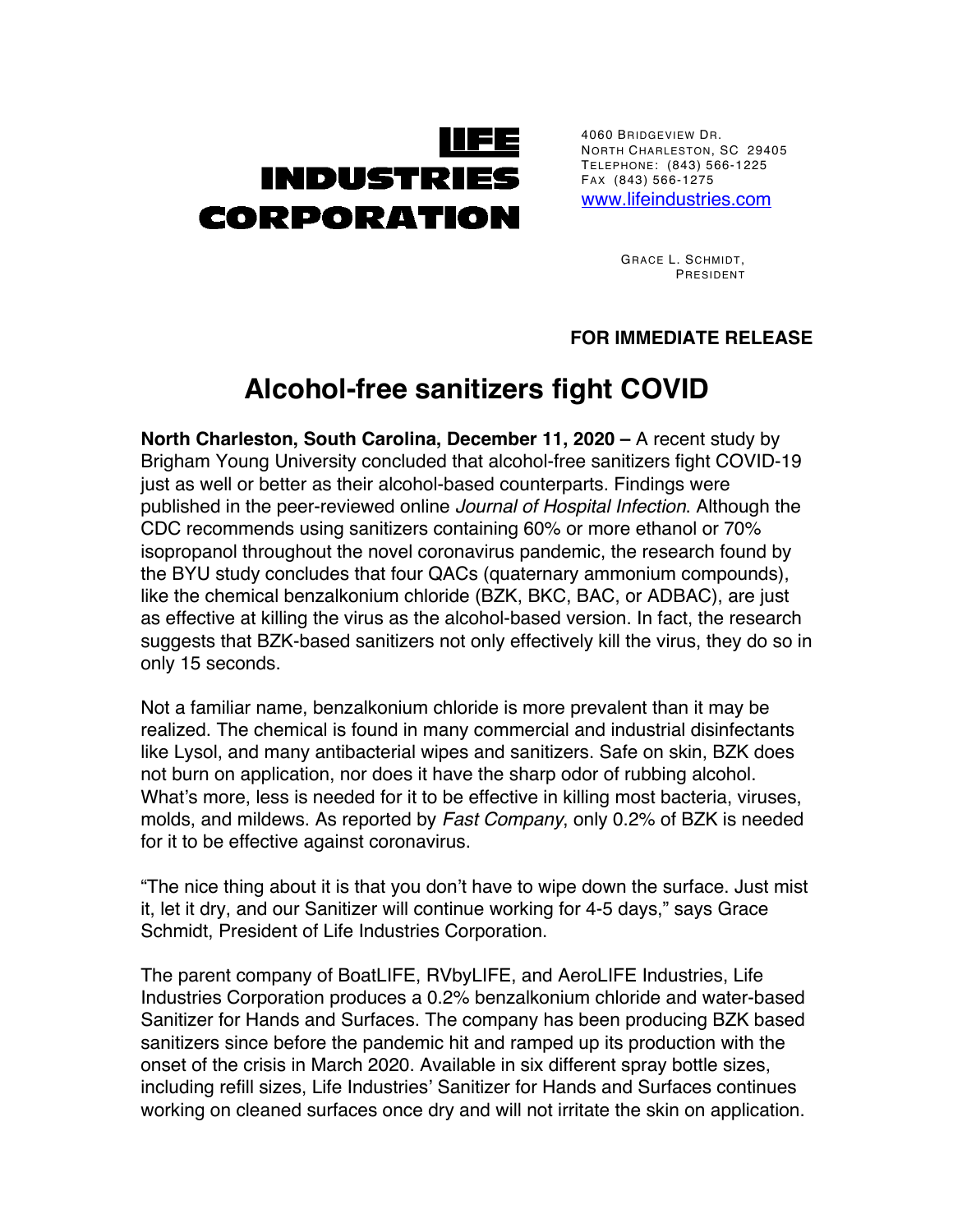# LIFE INDUSTRIES CORPORATION

4060 BRIDGEVIEW DR.
NORTH CHARLESTON, SC 29405
TELEPHONE: (843) 566-1225
FAX (843) 566-1275
www.lifeindustries.com

GRACE L. SCHMIDT,
PRESIDENT

**FOR IMMEDIATE RELEASE**

## Alcohol-free sanitizers fight COVID

**North Charleston, South Carolina, December 11, 2020 –** A recent study by Brigham Young University concluded that alcohol-free sanitizers fight COVID-19 just as well or better as their alcohol-based counterparts. Findings were published in the peer-reviewed online *Journal of Hospital Infection*. Although the CDC recommends using sanitizers containing 60% or more ethanol or 70% isopropanol throughout the novel coronavirus pandemic, the research found by the BYU study concludes that four QACs (quaternary ammonium compounds), like the chemical benzalkonium chloride (BZK, BKC, BAC, or ADBAC), are just as effective at killing the virus as the alcohol-based version. In fact, the research suggests that BZK-based sanitizers not only effectively kill the virus, they do so in only 15 seconds.

Not a familiar name, benzalkonium chloride is more prevalent than it may be realized. The chemical is found in many commercial and industrial disinfectants like Lysol, and many antibacterial wipes and sanitizers. Safe on skin, BZK does not burn on application, nor does it have the sharp odor of rubbing alcohol. What's more, less is needed for it to be effective in killing most bacteria, viruses, molds, and mildews. As reported by *Fast Company*, only 0.2% of BZK is needed for it to be effective against coronavirus.

"The nice thing about it is that you don't have to wipe down the surface. Just mist it, let it dry, and our Sanitizer will continue working for 4-5 days," says Grace Schmidt, President of Life Industries Corporation.

The parent company of BoatLIFE, RVbyLIFE, and AeroLIFE Industries, Life Industries Corporation produces a 0.2% benzalkonium chloride and water-based Sanitizer for Hands and Surfaces. The company has been producing BZK based sanitizers since before the pandemic hit and ramped up its production with the onset of the crisis in March 2020. Available in six different spray bottle sizes, including refill sizes, Life Industries' Sanitizer for Hands and Surfaces continues working on cleaned surfaces once dry and will not irritate the skin on application.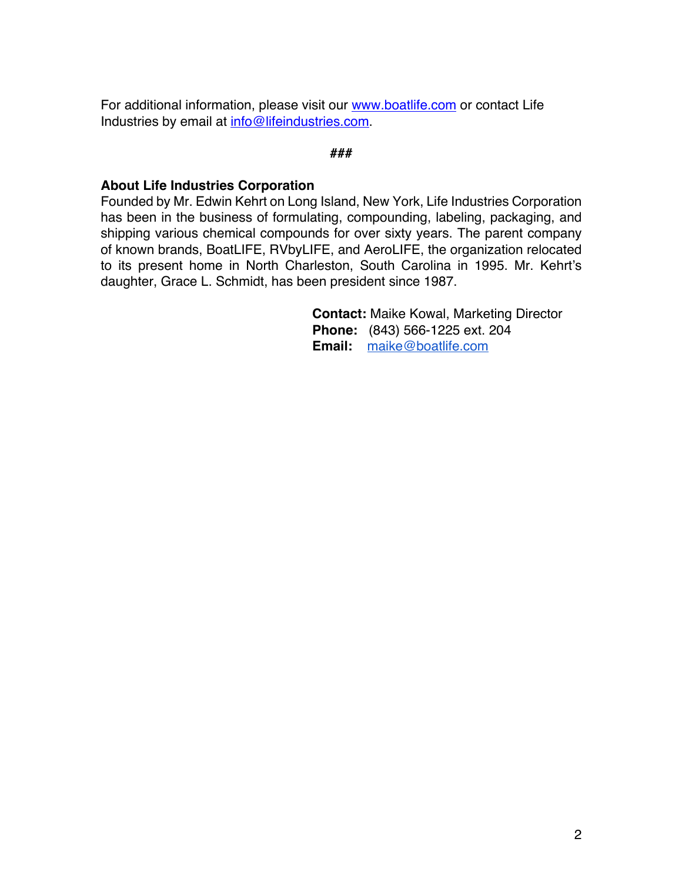For additional information, please visit our www.boatlife.com or contact Life Industries by email at info@lifeindustries.com.

###

**About Life Industries Corporation**
Founded by Mr. Edwin Kehrt on Long Island, New York, Life Industries Corporation has been in the business of formulating, compounding, labeling, packaging, and shipping various chemical compounds for over sixty years. The parent company of known brands, BoatLIFE, RVbyLIFE, and AeroLIFE, the organization relocated to its present home in North Charleston, South Carolina in 1995. Mr. Kehrt's daughter, Grace L. Schmidt, has been president since 1987.

**Contact:** Maike Kowal, Marketing Director
**Phone:** (843) 566-1225 ext. 204
**Email:** maike@boatlife.com